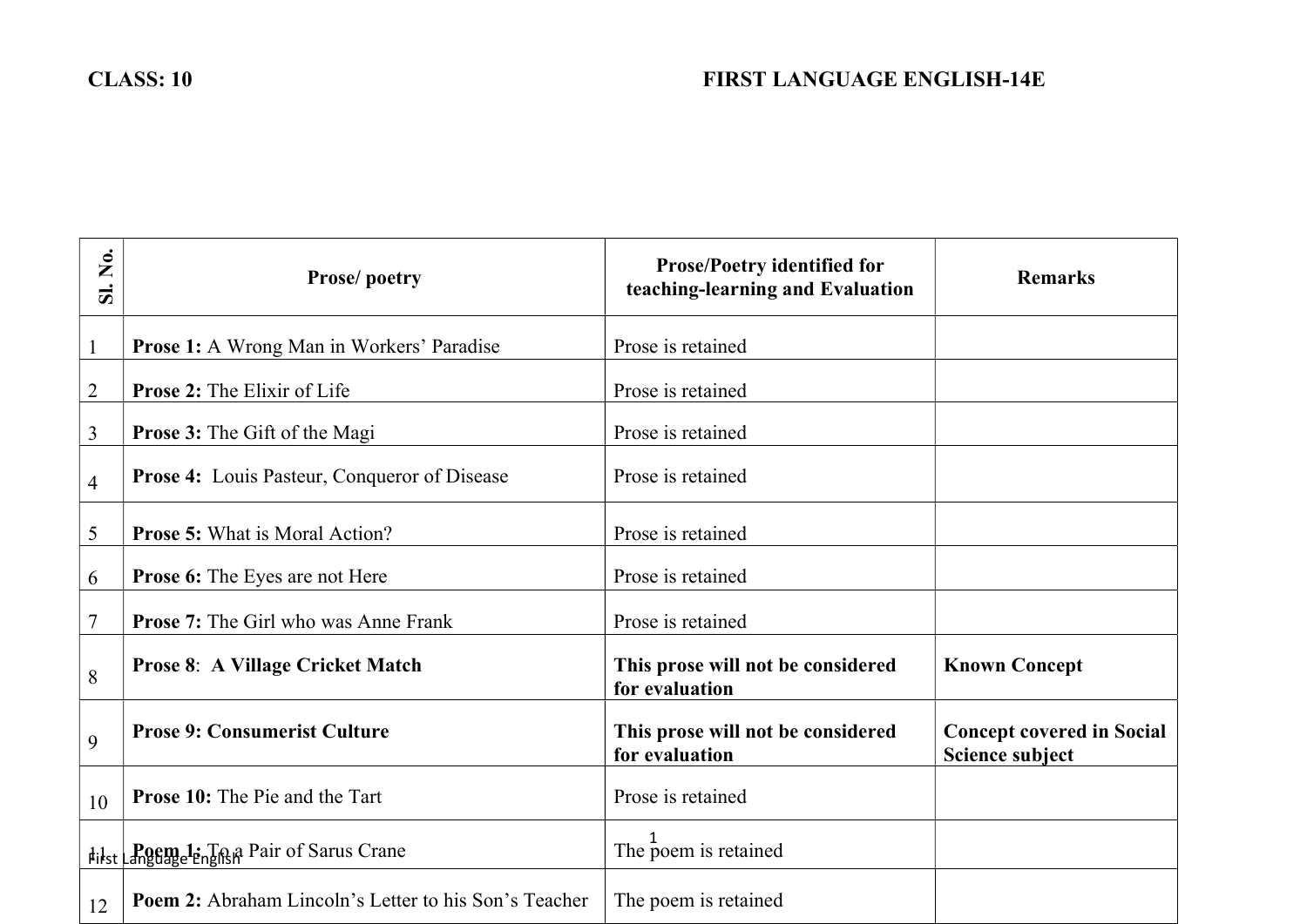**CLASS: 10** **FIRST LANGUAGE ENGLISH-14E**

| Sl. No. | Prose/ poetry | Prose/Poetry identified for teaching-learning and Evaluation | Remarks |
|---|---|---|---|
| 1 | **Prose 1:** A Wrong Man in Workers' Paradise | Prose is retained | |
| 2 | **Prose 2:** The Elixir of Life | Prose is retained | |
| 3 | **Prose 3:** The Gift of the Magi | Prose is retained | |
| 4 | **Prose 4:** Louis Pasteur, Conqueror of Disease | Prose is retained | |
| 5 | **Prose 5:** What is Moral Action? | Prose is retained | |
| 6 | **Prose 6:** The Eyes are not Here | Prose is retained | |
| 7 | **Prose 7:** The Girl who was Anne Frank | Prose is retained | |
| 8 | **Prose 8**: **A Village Cricket Match** | **This prose will not be considered for evaluation** | **Known Concept** |
| 9 | **Prose 9: Consumerist Culture** | **This prose will not be considered for evaluation** | **Concept covered in Social Science subject** |
| 10 | **Prose 10:** The Pie and the Tart | Prose is retained | |
| 11 | **Poem 1:** To a Pair of Sarus Crane | The poem is retained | |
| 12 | **Poem 2:** Abraham Lincoln's Letter to his Son's Teacher | The poem is retained | |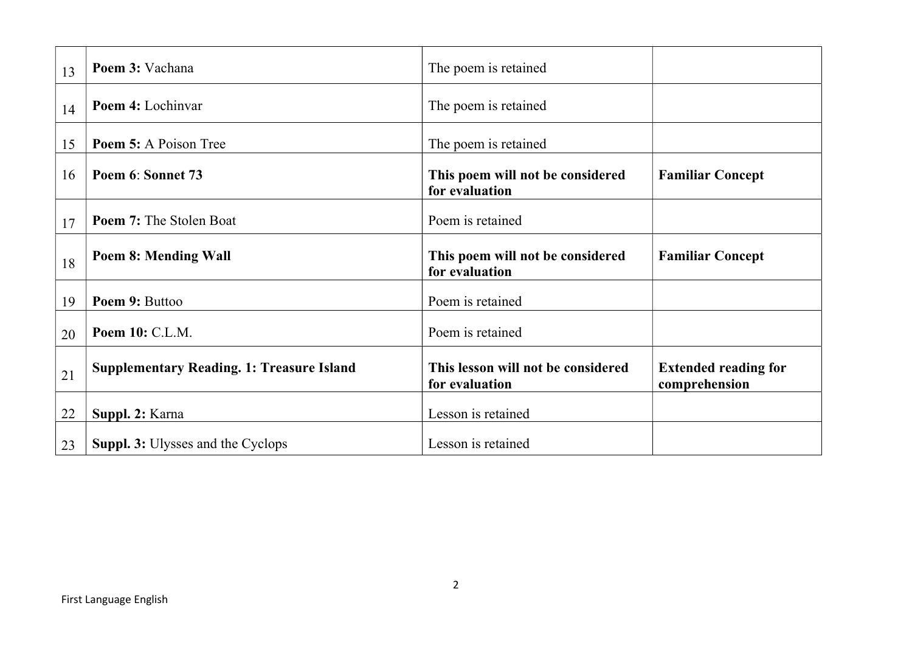| | | | |
|---|---|---|---|
| 13 | **Poem 3:** Vachana | The poem is retained | |
| 14 | **Poem 4:** Lochinvar | The poem is retained | |
| 15 | **Poem 5:** A Poison Tree | The poem is retained | |
| 16 | **Poem 6**: **Sonnet 73** | **This poem will not be considered for evaluation** | **Familiar Concept** |
| 17 | **Poem 7:** The Stolen Boat | Poem is retained | |
| 18 | **Poem 8: Mending Wall** | **This poem will not be considered for evaluation** | **Familiar Concept** |
| 19 | **Poem 9:** Buttoo | Poem is retained | |
| 20 | **Poem 10:** C.L.M. | Poem is retained | |
| 21 | **Supplementary Reading. 1: Treasure Island** | **This lesson will not be considered for evaluation** | **Extended reading for comprehension** |
| 22 | **Suppl. 2:** Karna | Lesson is retained | |
| 23 | **Suppl. 3:** Ulysses and the Cyclops | Lesson is retained | |